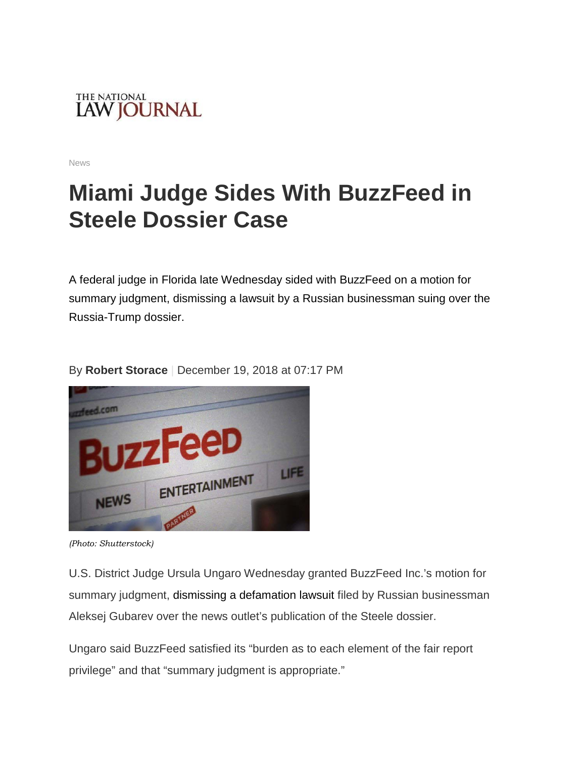THE NATIONAL
LAW JOURNAL

News

# Miami Judge Sides With BuzzFeed in Steele Dossier Case

A federal judge in Florida late Wednesday sided with BuzzFeed on a motion for summary judgment, dismissing a lawsuit by a Russian businessman suing over the Russia-Trump dossier.

By **Robert Storace** | December 19, 2018 at 07:17 PM

*(Photo: Shutterstock)*

U.S. District Judge Ursula Ungaro Wednesday granted BuzzFeed Inc.'s motion for summary judgment, dismissing a defamation lawsuit filed by Russian businessman Aleksej Gubarev over the news outlet's publication of the Steele dossier.

Ungaro said BuzzFeed satisfied its "burden as to each element of the fair report privilege" and that "summary judgment is appropriate."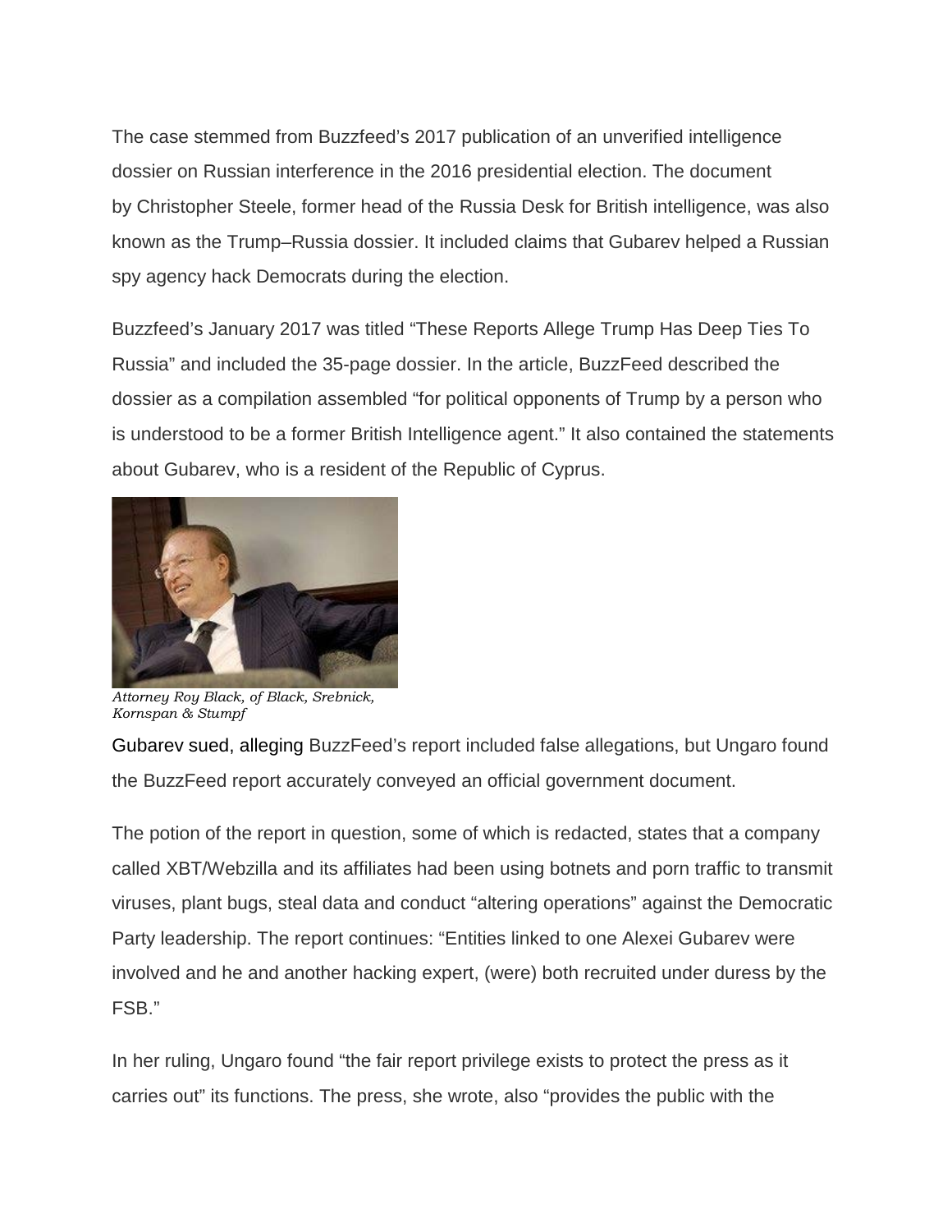The case stemmed from Buzzfeed's 2017 publication of an unverified intelligence dossier on Russian interference in the 2016 presidential election. The document by Christopher Steele, former head of the Russia Desk for British intelligence, was also known as the Trump–Russia dossier. It included claims that Gubarev helped a Russian spy agency hack Democrats during the election.

Buzzfeed's January 2017 was titled "These Reports Allege Trump Has Deep Ties To Russia" and included the 35-page dossier. In the article, BuzzFeed described the dossier as a compilation assembled "for political opponents of Trump by a person who is understood to be a former British Intelligence agent." It also contained the statements about Gubarev, who is a resident of the Republic of Cyprus.

*Attorney Roy Black, of Black, Srebnick, Kornspan & Stumpf*

Gubarev sued, alleging BuzzFeed's report included false allegations, but Ungaro found the BuzzFeed report accurately conveyed an official government document.

The potion of the report in question, some of which is redacted, states that a company called XBT/Webzilla and its affiliates had been using botnets and porn traffic to transmit viruses, plant bugs, steal data and conduct "altering operations" against the Democratic Party leadership. The report continues: "Entities linked to one Alexei Gubarev were involved and he and another hacking expert, (were) both recruited under duress by the FSB."

In her ruling, Ungaro found "the fair report privilege exists to protect the press as it carries out" its functions. The press, she wrote, also "provides the public with the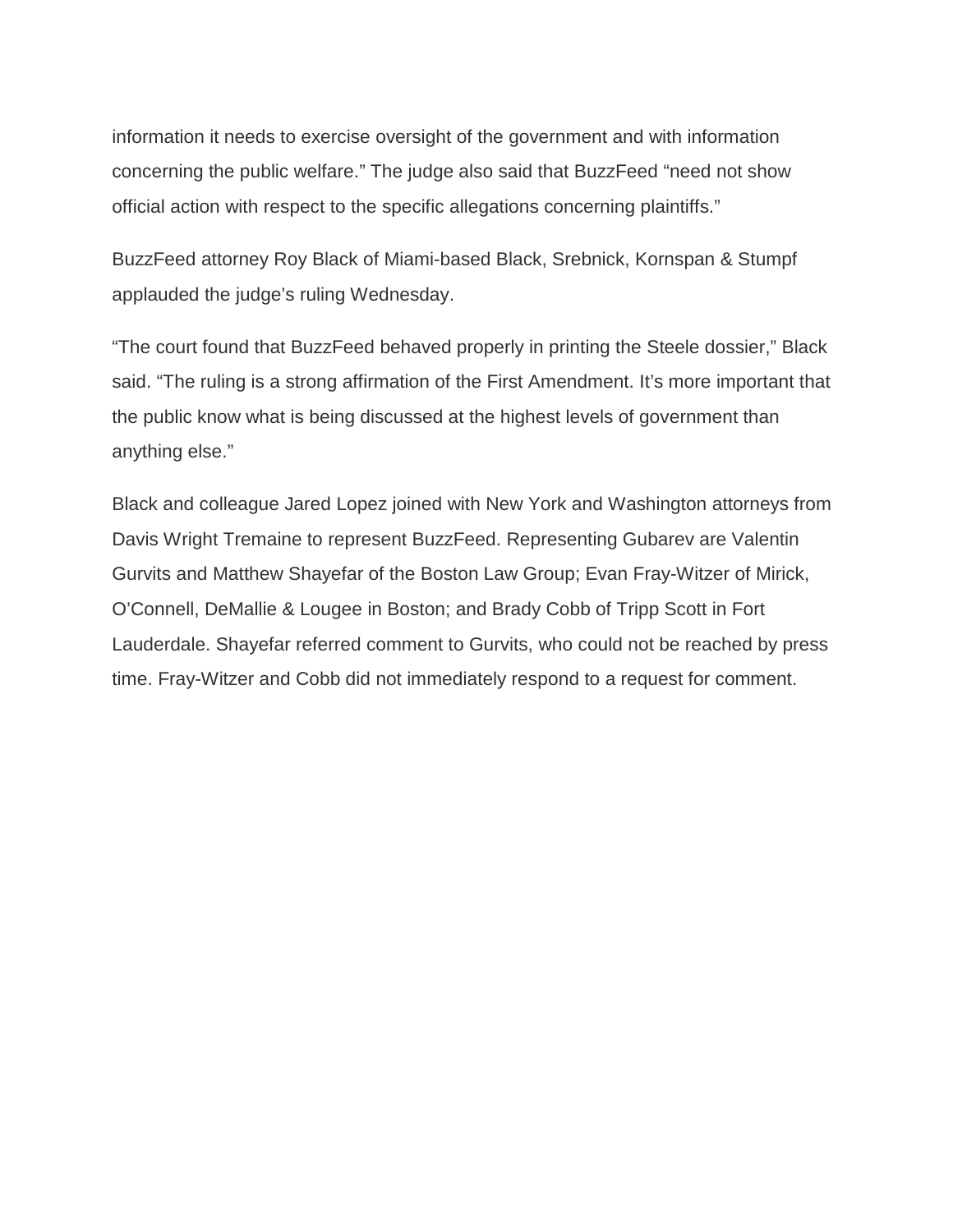information it needs to exercise oversight of the government and with information concerning the public welfare." The judge also said that BuzzFeed "need not show official action with respect to the specific allegations concerning plaintiffs."

BuzzFeed attorney Roy Black of Miami-based Black, Srebnick, Kornspan & Stumpf applauded the judge's ruling Wednesday.

"The court found that BuzzFeed behaved properly in printing the Steele dossier," Black said. "The ruling is a strong affirmation of the First Amendment. It's more important that the public know what is being discussed at the highest levels of government than anything else."

Black and colleague Jared Lopez joined with New York and Washington attorneys from Davis Wright Tremaine to represent BuzzFeed. Representing Gubarev are Valentin Gurvits and Matthew Shayefar of the Boston Law Group; Evan Fray-Witzer of Mirick, O'Connell, DeMallie & Lougee in Boston; and Brady Cobb of Tripp Scott in Fort Lauderdale. Shayefar referred comment to Gurvits, who could not be reached by press time. Fray-Witzer and Cobb did not immediately respond to a request for comment.